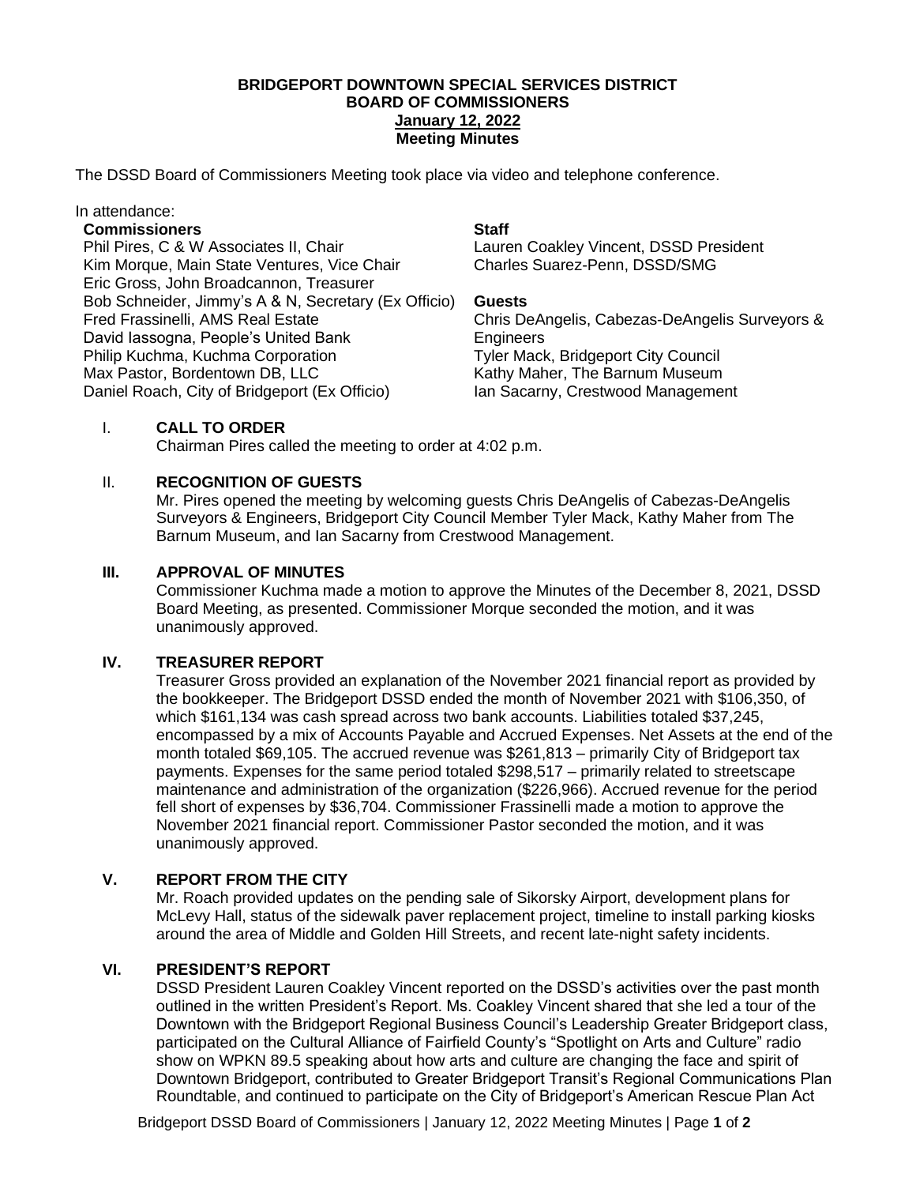**BRIDGEPORT DOWNTOWN SPECIAL SERVICES DISTRICT**
**BOARD OF COMMISSIONERS**
**January 12, 2022**
**Meeting Minutes**

The DSSD Board of Commissioners Meeting took place via video and telephone conference.

In attendance:

**Commissioners**
Phil Pires, C & W Associates II, Chair
Kim Morque, Main State Ventures, Vice Chair
Eric Gross, John Broadcannon, Treasurer
Bob Schneider, Jimmy's A & N, Secretary (Ex Officio)
Fred Frassinelli, AMS Real Estate
David Iassogna, People's United Bank
Philip Kuchma, Kuchma Corporation
Max Pastor, Bordentown DB, LLC
Daniel Roach, City of Bridgeport (Ex Officio)

**Staff**
Lauren Coakley Vincent, DSSD President
Charles Suarez-Penn, DSSD/SMG

**Guests**
Chris DeAngelis, Cabezas-DeAngelis Surveyors & Engineers
Tyler Mack, Bridgeport City Council
Kathy Maher, The Barnum Museum
Ian Sacarny, Crestwood Management

## I. CALL TO ORDER

Chairman Pires called the meeting to order at 4:02 p.m.

## II. RECOGNITION OF GUESTS

Mr. Pires opened the meeting by welcoming guests Chris DeAngelis of Cabezas-DeAngelis Surveyors & Engineers, Bridgeport City Council Member Tyler Mack, Kathy Maher from The Barnum Museum, and Ian Sacarny from Crestwood Management.

## III. APPROVAL OF MINUTES

Commissioner Kuchma made a motion to approve the Minutes of the December 8, 2021, DSSD Board Meeting, as presented. Commissioner Morque seconded the motion, and it was unanimously approved.

## IV. TREASURER REPORT

Treasurer Gross provided an explanation of the November 2021 financial report as provided by the bookkeeper. The Bridgeport DSSD ended the month of November 2021 with $106,350, of which $161,134 was cash spread across two bank accounts. Liabilities totaled $37,245, encompassed by a mix of Accounts Payable and Accrued Expenses. Net Assets at the end of the month totaled $69,105. The accrued revenue was $261,813 – primarily City of Bridgeport tax payments. Expenses for the same period totaled $298,517 – primarily related to streetscape maintenance and administration of the organization ($226,966). Accrued revenue for the period fell short of expenses by $36,704. Commissioner Frassinelli made a motion to approve the November 2021 financial report. Commissioner Pastor seconded the motion, and it was unanimously approved.

## V. REPORT FROM THE CITY

Mr. Roach provided updates on the pending sale of Sikorsky Airport, development plans for McLevy Hall, status of the sidewalk paver replacement project, timeline to install parking kiosks around the area of Middle and Golden Hill Streets, and recent late-night safety incidents.

## VI. PRESIDENT'S REPORT

DSSD President Lauren Coakley Vincent reported on the DSSD's activities over the past month outlined in the written President's Report. Ms. Coakley Vincent shared that she led a tour of the Downtown with the Bridgeport Regional Business Council's Leadership Greater Bridgeport class, participated on the Cultural Alliance of Fairfield County's "Spotlight on Arts and Culture" radio show on WPKN 89.5 speaking about how arts and culture are changing the face and spirit of Downtown Bridgeport, contributed to Greater Bridgeport Transit's Regional Communications Plan Roundtable, and continued to participate on the City of Bridgeport's American Rescue Plan Act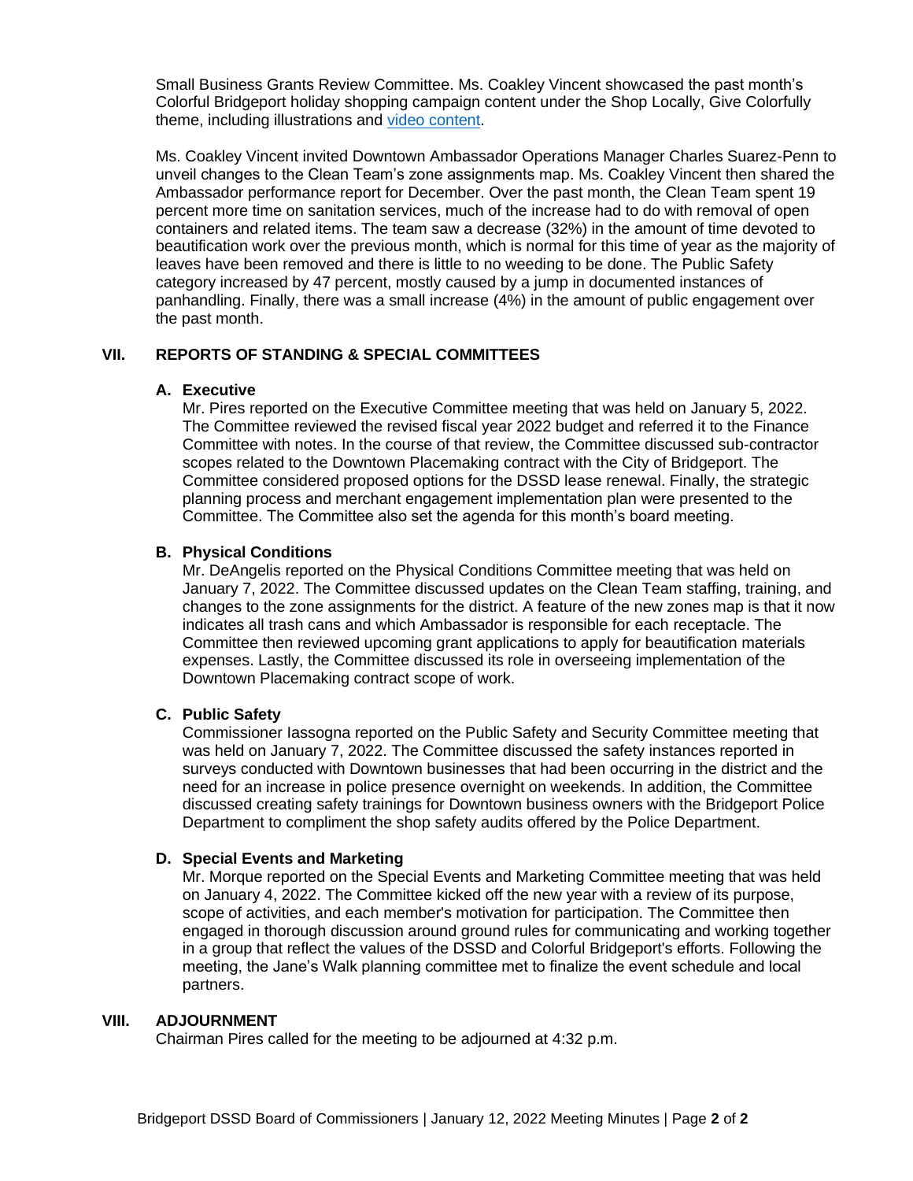Small Business Grants Review Committee. Ms. Coakley Vincent showcased the past month's Colorful Bridgeport holiday shopping campaign content under the Shop Locally, Give Colorfully theme, including illustrations and video content.

Ms. Coakley Vincent invited Downtown Ambassador Operations Manager Charles Suarez-Penn to unveil changes to the Clean Team's zone assignments map. Ms. Coakley Vincent then shared the Ambassador performance report for December. Over the past month, the Clean Team spent 19 percent more time on sanitation services, much of the increase had to do with removal of open containers and related items. The team saw a decrease (32%) in the amount of time devoted to beautification work over the previous month, which is normal for this time of year as the majority of leaves have been removed and there is little to no weeding to be done. The Public Safety category increased by 47 percent, mostly caused by a jump in documented instances of panhandling. Finally, there was a small increase (4%) in the amount of public engagement over the past month.

## VII. REPORTS OF STANDING & SPECIAL COMMITTEES

### A. Executive

Mr. Pires reported on the Executive Committee meeting that was held on January 5, 2022. The Committee reviewed the revised fiscal year 2022 budget and referred it to the Finance Committee with notes. In the course of that review, the Committee discussed sub-contractor scopes related to the Downtown Placemaking contract with the City of Bridgeport. The Committee considered proposed options for the DSSD lease renewal. Finally, the strategic planning process and merchant engagement implementation plan were presented to the Committee. The Committee also set the agenda for this month's board meeting.

### B. Physical Conditions

Mr. DeAngelis reported on the Physical Conditions Committee meeting that was held on January 7, 2022. The Committee discussed updates on the Clean Team staffing, training, and changes to the zone assignments for the district. A feature of the new zones map is that it now indicates all trash cans and which Ambassador is responsible for each receptacle. The Committee then reviewed upcoming grant applications to apply for beautification materials expenses. Lastly, the Committee discussed its role in overseeing implementation of the Downtown Placemaking contract scope of work.

### C. Public Safety

Commissioner Iassogna reported on the Public Safety and Security Committee meeting that was held on January 7, 2022. The Committee discussed the safety instances reported in surveys conducted with Downtown businesses that had been occurring in the district and the need for an increase in police presence overnight on weekends. In addition, the Committee discussed creating safety trainings for Downtown business owners with the Bridgeport Police Department to compliment the shop safety audits offered by the Police Department.

### D. Special Events and Marketing

Mr. Morque reported on the Special Events and Marketing Committee meeting that was held on January 4, 2022. The Committee kicked off the new year with a review of its purpose, scope of activities, and each member's motivation for participation. The Committee then engaged in thorough discussion around ground rules for communicating and working together in a group that reflect the values of the DSSD and Colorful Bridgeport's efforts. Following the meeting, the Jane's Walk planning committee met to finalize the event schedule and local partners.

## VIII. ADJOURNMENT

Chairman Pires called for the meeting to be adjourned at 4:32 p.m.